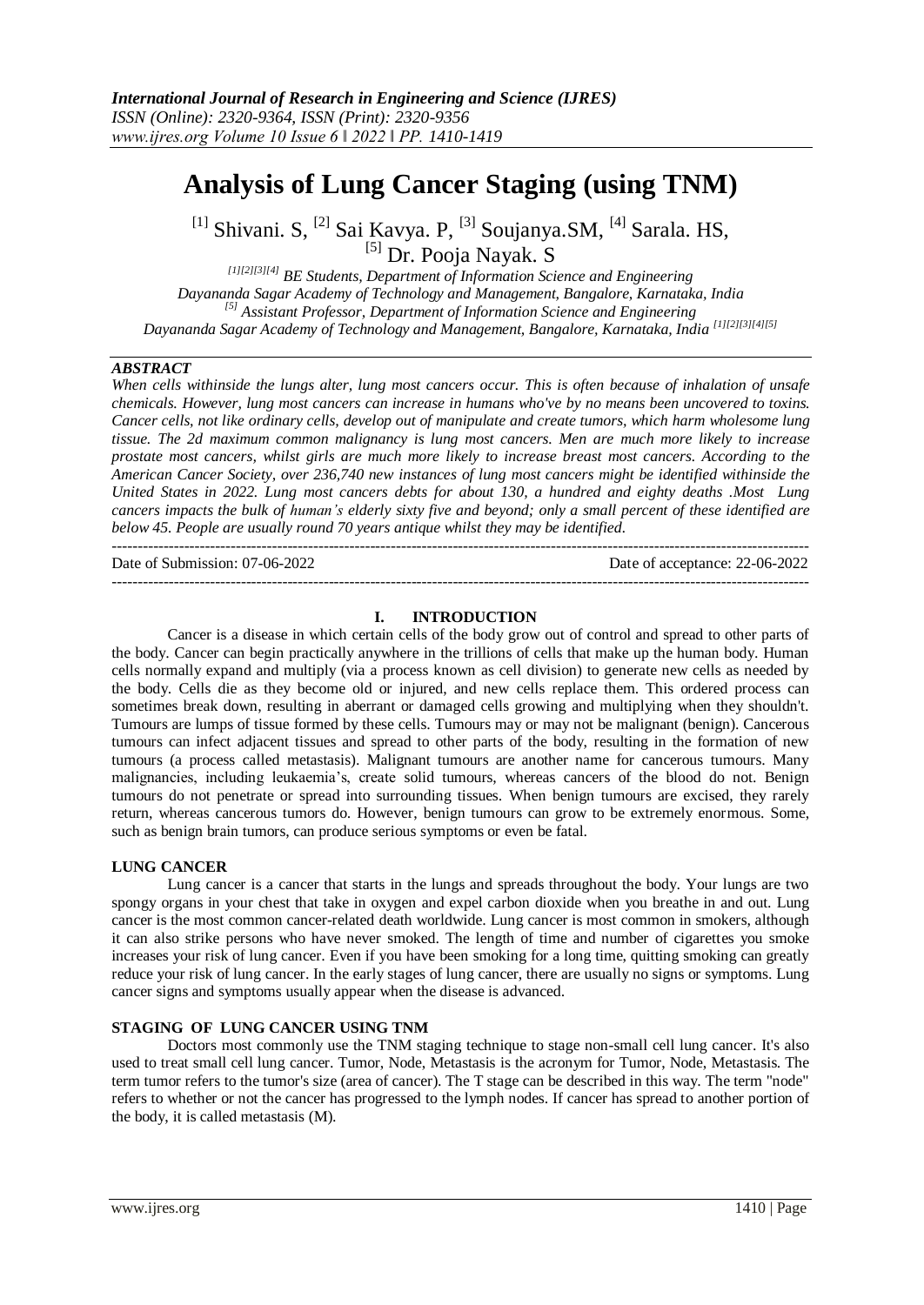# Analysis of Lung Cancer Staging (using TNM)

[1] Shivani. S, [2] Sai Kavya. P, [3] Soujanya.SM, [4] Sarala. HS, [5] Dr. Pooja Nayak. S

*[1][2][3][4] BE Students, Department of Information Science and Engineering*
*Dayananda Sagar Academy of Technology and Management, Bangalore, Karnataka, India*
*[5] Assistant Professor, Department of Information Science and Engineering*
*Dayananda Sagar Academy of Technology and Management, Bangalore, Karnataka, India [1][2][3][4][5]*

## ABSTRACT

*When cells withinside the lungs alter, lung most cancers occur. This is often because of inhalation of unsafe chemicals. However, lung most cancers can increase in humans who've by no means been uncovered to toxins. Cancer cells, not like ordinary cells, develop out of manipulate and create tumors, which harm wholesome lung tissue. The 2d maximum common malignancy is lung most cancers. Men are much more likely to increase prostate most cancers, whilst girls are much more likely to increase breast most cancers. According to the American Cancer Society, over 236,740 new instances of lung most cancers might be identified withinside the United States in 2022. Lung most cancers debts for about 130, a hundred and eighty deaths .Most Lung cancers impacts the bulk of human's elderly sixty five and beyond; only a small percent of these identified are below 45. People are usually round 70 years antique whilst they may be identified.*

Date of Submission: 07-06-2022 Date of acceptance: 22-06-2022

## I. INTRODUCTION

Cancer is a disease in which certain cells of the body grow out of control and spread to other parts of the body. Cancer can begin practically anywhere in the trillions of cells that make up the human body. Human cells normally expand and multiply (via a process known as cell division) to generate new cells as needed by the body. Cells die as they become old or injured, and new cells replace them. This ordered process can sometimes break down, resulting in aberrant or damaged cells growing and multiplying when they shouldn't. Tumours are lumps of tissue formed by these cells. Tumours may or may not be malignant (benign). Cancerous tumours can infect adjacent tissues and spread to other parts of the body, resulting in the formation of new tumours (a process called metastasis). Malignant tumours are another name for cancerous tumours. Many malignancies, including leukaemia's, create solid tumours, whereas cancers of the blood do not. Benign tumours do not penetrate or spread into surrounding tissues. When benign tumours are excised, they rarely return, whereas cancerous tumors do. However, benign tumours can grow to be extremely enormous. Some, such as benign brain tumors, can produce serious symptoms or even be fatal.

### LUNG CANCER

Lung cancer is a cancer that starts in the lungs and spreads throughout the body. Your lungs are two spongy organs in your chest that take in oxygen and expel carbon dioxide when you breathe in and out. Lung cancer is the most common cancer-related death worldwide. Lung cancer is most common in smokers, although it can also strike persons who have never smoked. The length of time and number of cigarettes you smoke increases your risk of lung cancer. Even if you have been smoking for a long time, quitting smoking can greatly reduce your risk of lung cancer. In the early stages of lung cancer, there are usually no signs or symptoms. Lung cancer signs and symptoms usually appear when the disease is advanced.

### STAGING OF LUNG CANCER USING TNM

Doctors most commonly use the TNM staging technique to stage non-small cell lung cancer. It's also used to treat small cell lung cancer. Tumor, Node, Metastasis is the acronym for Tumor, Node, Metastasis. The term tumor refers to the tumor's size (area of cancer). The T stage can be described in this way. The term "node" refers to whether or not the cancer has progressed to the lymph nodes. If cancer has spread to another portion of the body, it is called metastasis (M).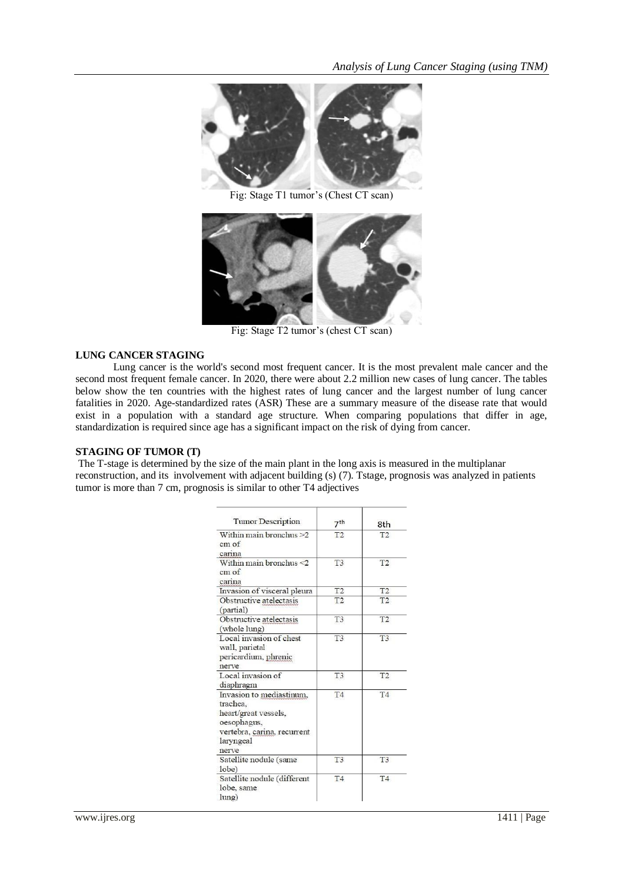Fig: Stage T1 tumor's (Chest CT scan)

Fig: Stage T2 tumor's (chest CT scan)

**LUNG CANCER STAGING**

Lung cancer is the world's second most frequent cancer. It is the most prevalent male cancer and the second most frequent female cancer. In 2020, there were about 2.2 million new cases of lung cancer. The tables below show the ten countries with the highest rates of lung cancer and the largest number of lung cancer fatalities in 2020. Age-standardized rates (ASR) These are a summary measure of the disease rate that would exist in a population with a standard age structure. When comparing populations that differ in age, standardization is required since age has a significant impact on the risk of dying from cancer.

**STAGING OF TUMOR (T)**

The T-stage is determined by the size of the main plant in the long axis is measured in the multiplanar reconstruction, and its involvement with adjacent building (s) (7). Tstage, prognosis was analyzed in patients tumor is more than 7 cm, prognosis is similar to other T4 adjectives

| Tumor Description | 7th | 8th |
|---|---|---|
| Within main bronchus >2 cm of carina | T2 | T2 |
| Within main bronchus <2 cm of carina | T3 | T2 |
| Invasion of visceral pleura | T2 | T2 |
| Obstructive atelectasis (partial) | T2 | T2 |
| Obstructive atelectasis (whole lung) | T3 | T2 |
| Local invasion of chest wall, parietal pericardium, phrenic nerve | T3 | T3 |
| Local invasion of diaphragm | T3 | T2 |
| Invasion to mediastinum, trachea, heart/great vessels, oesophagus, vertebra, carina, recurrent laryngeal nerve | T4 | T4 |
| Satellite nodule (same lobe) | T3 | T3 |
| Satellite nodule (different lobe, same lung) | T4 | T4 |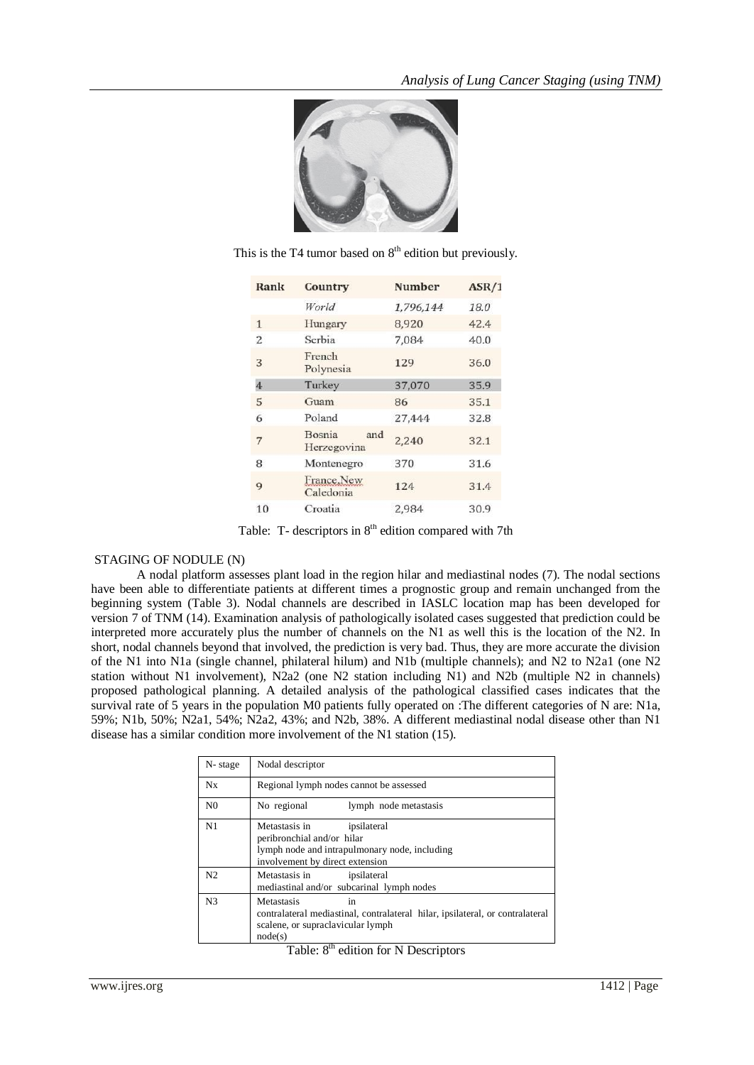This is the T4 tumor based on 8th edition but previously.

| Rank | Country | Number | ASR/1 |
|---|---|---|---|
| | World | 1,796,144 | 18.0 |
| 1 | Hungary | 8,920 | 42.4 |
| 2 | Serbia | 7,084 | 40.0 |
| 3 | French Polynesia | 129 | 36.0 |
| 4 | Turkey | 37,070 | 35.9 |
| 5 | Guam | 86 | 35.1 |
| 6 | Poland | 27,444 | 32.8 |
| 7 | Bosnia and Herzegovina | 2,240 | 32.1 |
| 8 | Montenegro | 370 | 31.6 |
| 9 | France,New Caledonia | 124 | 31.4 |
| 10 | Croatia | 2,984 | 30.9 |

Table: T- descriptors in 8th edition compared with 7th

STAGING OF NODULE (N)

A nodal platform assesses plant load in the region hilar and mediastinal nodes (7). The nodal sections have been able to differentiate patients at different times a prognostic group and remain unchanged from the beginning system (Table 3). Nodal channels are described in IASLC location map has been developed for version 7 of TNM (14). Examination analysis of pathologically isolated cases suggested that prediction could be interpreted more accurately plus the number of channels on the N1 as well this is the location of the N2. In short, nodal channels beyond that involved, the prediction is very bad. Thus, they are more accurate the division of the N1 into N1a (single channel, philateral hilum) and N1b (multiple channels); and N2 to N2a1 (one N2 station without N1 involvement), N2a2 (one N2 station including N1) and N2b (multiple N2 in channels) proposed pathological planning. A detailed analysis of the pathological classified cases indicates that the survival rate of 5 years in the population M0 patients fully operated on :The different categories of N are: N1a, 59%; N1b, 50%; N2a1, 54%; N2a2, 43%; and N2b, 38%. A different mediastinal nodal disease other than N1 disease has a similar condition more involvement of the N1 station (15).

| N- stage | Nodal descriptor |
|---|---|
| Nx | Regional lymph nodes cannot be assessed |
| N0 | No regional lymph node metastasis |
| N1 | Metastasis in ipsilateral peribronchial and/or hilar lymph node and intrapulmonary node, including involvement by direct extension |
| N2 | Metastasis in ipsilateral mediastinal and/or subcarinal lymph nodes |
| N3 | Metastasis in contralateral mediastinal, contralateral hilar, ipsilateral, or contralateral scalene, or supraclavicular lymph node(s) |

Table: 8th edition for N Descriptors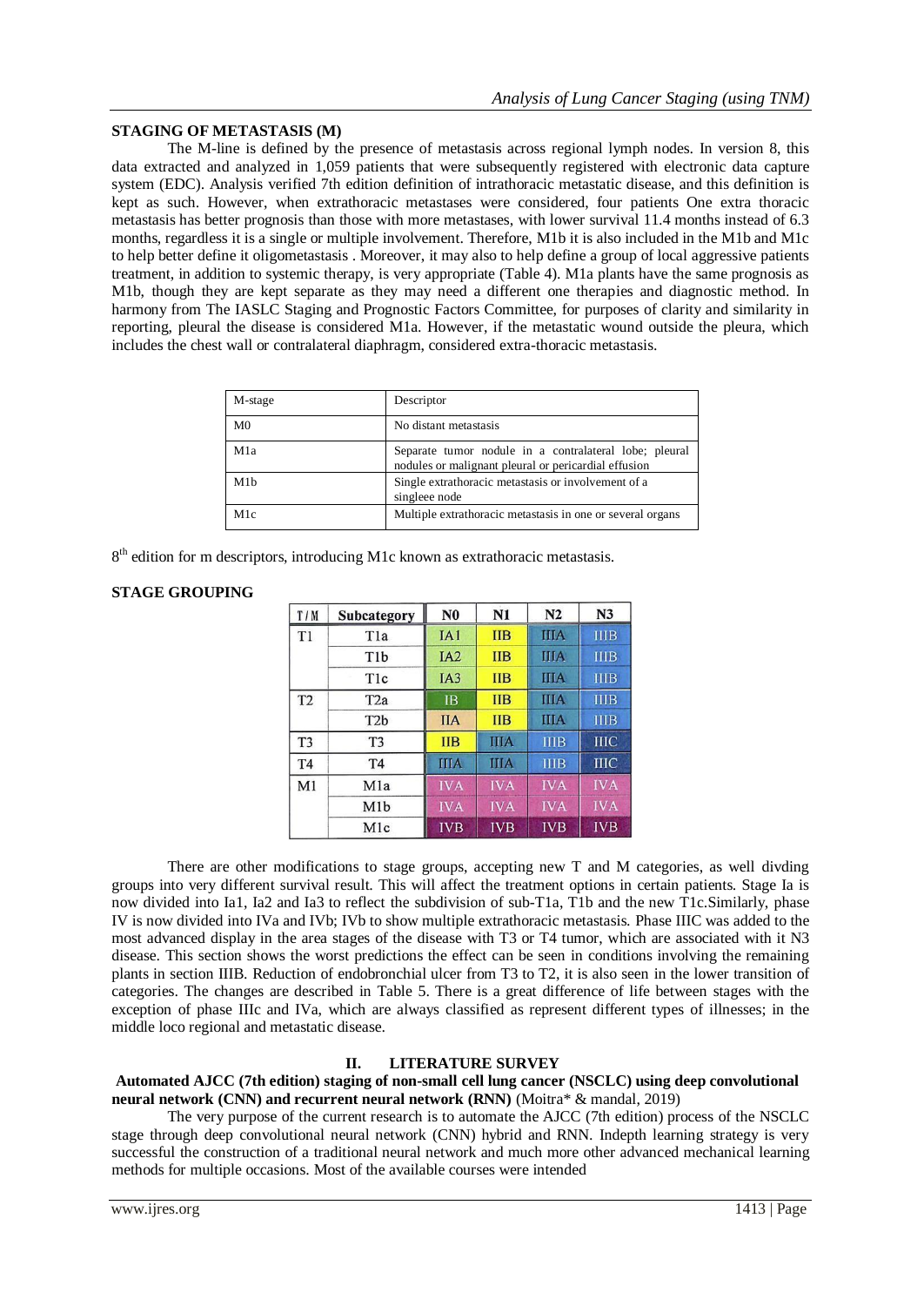### STAGING OF METASTASIS (M)

The M-line is defined by the presence of metastasis across regional lymph nodes. In version 8, this data extracted and analyzed in 1,059 patients that were subsequently registered with electronic data capture system (EDC). Analysis verified 7th edition definition of intrathoracic metastatic disease, and this definition is kept as such. However, when extrathoracic metastases were considered, four patients One extra thoracic metastasis has better prognosis than those with more metastases, with lower survival 11.4 months instead of 6.3 months, regardless it is a single or multiple involvement. Therefore, M1b it is also included in the M1b and M1c to help better define it oligometastasis . Moreover, it may also to help define a group of local aggressive patients treatment, in addition to systemic therapy, is very appropriate (Table 4). M1a plants have the same prognosis as M1b, though they are kept separate as they may need a different one therapies and diagnostic method. In harmony from The IASLC Staging and Prognostic Factors Committee, for purposes of clarity and similarity in reporting, pleural the disease is considered M1a. However, if the metastatic wound outside the pleura, which includes the chest wall or contralateral diaphragm, considered extra-thoracic metastasis.

| M-stage | Descriptor |
|---|---|
| M0 | No distant metastasis |
| M1a | Separate tumor nodule in a contralateral lobe; pleural nodules or malignant pleural or pericardial effusion |
| M1b | Single extrathoracic metastasis or involvement of a singleee node |
| M1c | Multiple extrathoracic metastasis in one or several organs |

8th edition for m descriptors, introducing M1c known as extrathoracic metastasis.

### STAGE GROUPING

| T/M | Subcategory | N0 | N1 | N2 | N3 |
|---|---|---|---|---|---|
| T1 | T1a | IA1 | IIB | IIIA | IIIB |
| | T1b | IA2 | IIB | IIIA | IIIB |
| | T1c | IA3 | IIB | IIIA | IIIB |
| T2 | T2a | IB | IIB | IIIA | IIIB |
| | T2b | IIA | IIB | IIIA | IIIB |
| T3 | T3 | IIB | IIIA | IIIB | IIIC |
| T4 | T4 | IIIA | IIIA | IIIB | IIIC |
| M1 | M1a | IVA | IVA | IVA | IVA |
| | M1b | IVA | IVA | IVA | IVA |
| | M1c | IVB | IVB | IVB | IVB |

There are other modifications to stage groups, accepting new T and M categories, as well divding groups into very different survival result. This will affect the treatment options in certain patients. Stage Ia is now divided into Ia1, Ia2 and Ia3 to reflect the subdivision of sub-T1a, T1b and the new T1c.Similarly, phase IV is now divided into IVa and IVb; IVb to show multiple extrathoracic metastasis. Phase IIIC was added to the most advanced display in the area stages of the disease with T3 or T4 tumor, which are associated with it N3 disease. This section shows the worst predictions the effect can be seen in conditions involving the remaining plants in section IIIB. Reduction of endobronchial ulcer from T3 to T2, it is also seen in the lower transition of categories. The changes are described in Table 5. There is a great difference of life between stages with the exception of phase IIIc and IVa, which are always classified as represent different types of illnesses; in the middle loco regional and metastatic disease.

## II. LITERATURE SURVEY

**Automated AJCC (7th edition) staging of non-small cell lung cancer (NSCLC) using deep convolutional neural network (CNN) and recurrent neural network (RNN)** (Moitra* & mandal, 2019)

The very purpose of the current research is to automate the AJCC (7th edition) process of the NSCLC stage through deep convolutional neural network (CNN) hybrid and RNN. Indepth learning strategy is very successful the construction of a traditional neural network and much more other advanced mechanical learning methods for multiple occasions. Most of the available courses were intended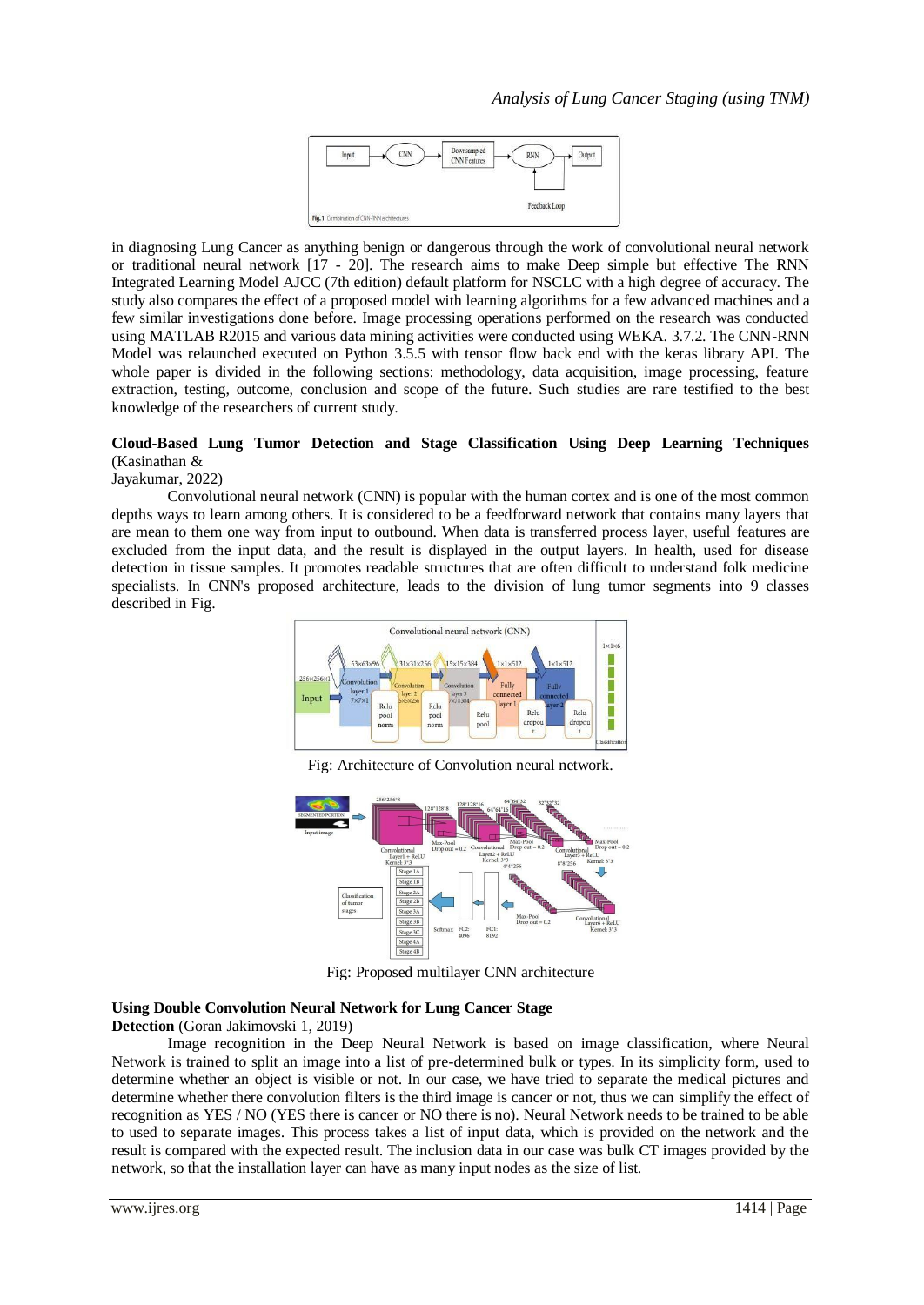in diagnosing Lung Cancer as anything benign or dangerous through the work of convolutional neural network or traditional neural network [17 - 20]. The research aims to make Deep simple but effective The RNN Integrated Learning Model AJCC (7th edition) default platform for NSCLC with a high degree of accuracy. The study also compares the effect of a proposed model with learning algorithms for a few advanced machines and a few similar investigations done before. Image processing operations performed on the research was conducted using MATLAB R2015 and various data mining activities were conducted using WEKA. 3.7.2. The CNN-RNN Model was relaunched executed on Python 3.5.5 with tensor flow back end with the keras library API. The whole paper is divided in the following sections: methodology, data acquisition, image processing, feature extraction, testing, outcome, conclusion and scope of the future. Such studies are rare testified to the best knowledge of the researchers of current study.

**Cloud-Based Lung Tumor Detection and Stage Classification Using Deep Learning Techniques** (Kasinathan & Jayakumar, 2022)

Convolutional neural network (CNN) is popular with the human cortex and is one of the most common depths ways to learn among others. It is considered to be a feedforward network that contains many layers that are mean to them one way from input to outbound. When data is transferred process layer, useful features are excluded from the input data, and the result is displayed in the output layers. In health, used for disease detection in tissue samples. It promotes readable structures that are often difficult to understand folk medicine specialists. In CNN's proposed architecture, leads to the division of lung tumor segments into 9 classes described in Fig.

Fig: Architecture of Convolution neural network.

Fig: Proposed multilayer CNN architecture

**Using Double Convolution Neural Network for Lung Cancer Stage Detection** (Goran Jakimovski 1, 2019)

Image recognition in the Deep Neural Network is based on image classification, where Neural Network is trained to split an image into a list of pre-determined bulk or types. In its simplicity form, used to determine whether an object is visible or not. In our case, we have tried to separate the medical pictures and determine whether there convolution filters is the third image is cancer or not, thus we can simplify the effect of recognition as YES / NO (YES there is cancer or NO there is no). Neural Network needs to be trained to be able to used to separate images. This process takes a list of input data, which is provided on the network and the result is compared with the expected result. The inclusion data in our case was bulk CT images provided by the network, so that the installation layer can have as many input nodes as the size of list.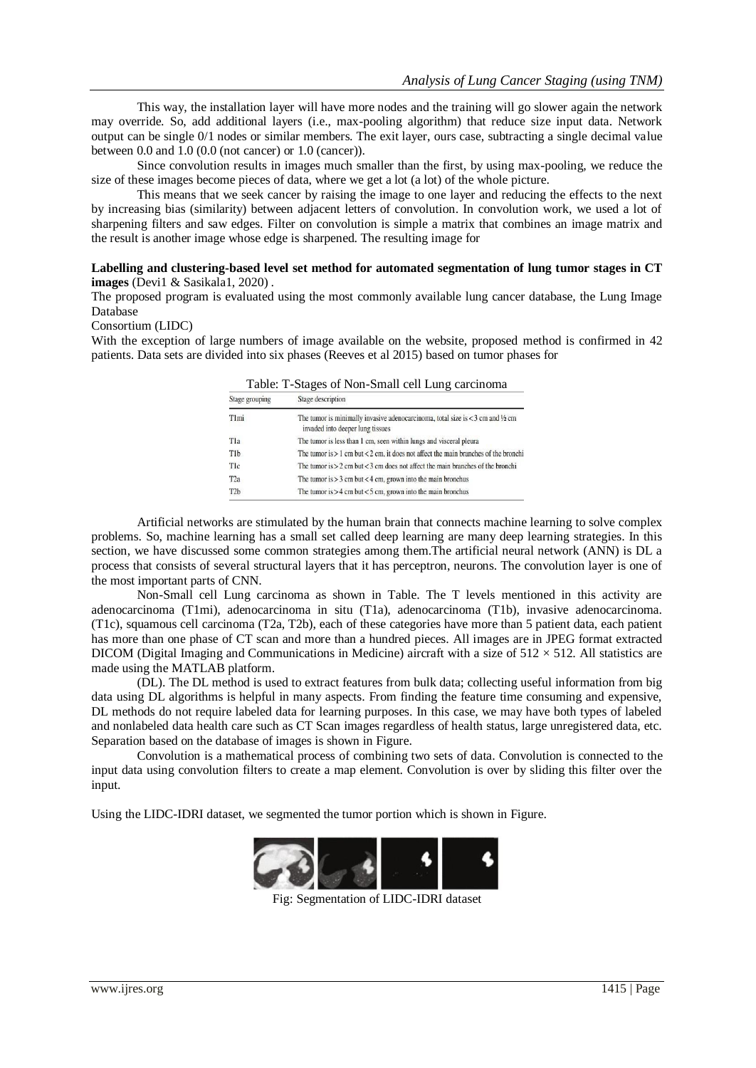This way, the installation layer will have more nodes and the training will go slower again the network may override. So, add additional layers (i.e., max-pooling algorithm) that reduce size input data. Network output can be single 0/1 nodes or similar members. The exit layer, ours case, subtracting a single decimal value between 0.0 and 1.0 (0.0 (not cancer) or 1.0 (cancer)).

Since convolution results in images much smaller than the first, by using max-pooling, we reduce the size of these images become pieces of data, where we get a lot (a lot) of the whole picture.

This means that we seek cancer by raising the image to one layer and reducing the effects to the next by increasing bias (similarity) between adjacent letters of convolution. In convolution work, we used a lot of sharpening filters and saw edges. Filter on convolution is simple a matrix that combines an image matrix and the result is another image whose edge is sharpened. The resulting image for

**Labelling and clustering-based level set method for automated segmentation of lung tumor stages in CT images** (Devi1 & Sasikala1, 2020) .

The proposed program is evaluated using the most commonly available lung cancer database, the Lung Image Database

Consortium (LIDC)

With the exception of large numbers of image available on the website, proposed method is confirmed in 42 patients. Data sets are divided into six phases (Reeves et al 2015) based on tumor phases for

Table: T-Stages of Non-Small cell Lung carcinoma

| Stage grouping | Stage description |
|---|---|
| T1mi | The tumor is minimally invasive adenocarcinoma, total size is < 3 cm and ½ cm invaded into deeper lung tissues |
| T1a | The tumor is less than 1 cm, seen within lungs and visceral pleura |
| T1b | The tumor is > 1 cm but < 2 cm, it does not affect the main branches of the bronchi |
| T1c | The tumor is > 2 cm but < 3 cm does not affect the main branches of the bronchi |
| T2a | The tumor is > 3 cm but < 4 cm, grown into the main bronchus |
| T2b | The tumor is > 4 cm but < 5 cm, grown into the main bronchus |

Artificial networks are stimulated by the human brain that connects machine learning to solve complex problems. So, machine learning has a small set called deep learning are many deep learning strategies. In this section, we have discussed some common strategies among them.The artificial neural network (ANN) is DL a process that consists of several structural layers that it has perceptron, neurons. The convolution layer is one of the most important parts of CNN.

Non-Small cell Lung carcinoma as shown in Table. The T levels mentioned in this activity are adenocarcinoma (T1mi), adenocarcinoma in situ (T1a), adenocarcinoma (T1b), invasive adenocarcinoma. (T1c), squamous cell carcinoma (T2a, T2b), each of these categories have more than 5 patient data, each patient has more than one phase of CT scan and more than a hundred pieces. All images are in JPEG format extracted DICOM (Digital Imaging and Communications in Medicine) aircraft with a size of $512 \times 512$. All statistics are made using the MATLAB platform.

(DL). The DL method is used to extract features from bulk data; collecting useful information from big data using DL algorithms is helpful in many aspects. From finding the feature time consuming and expensive, DL methods do not require labeled data for learning purposes. In this case, we may have both types of labeled and nonlabeled data health care such as CT Scan images regardless of health status, large unregistered data, etc. Separation based on the database of images is shown in Figure.

Convolution is a mathematical process of combining two sets of data. Convolution is connected to the input data using convolution filters to create a map element. Convolution is over by sliding this filter over the input.

Using the LIDC-IDRI dataset, we segmented the tumor portion which is shown in Figure.

Fig: Segmentation of LIDC-IDRI dataset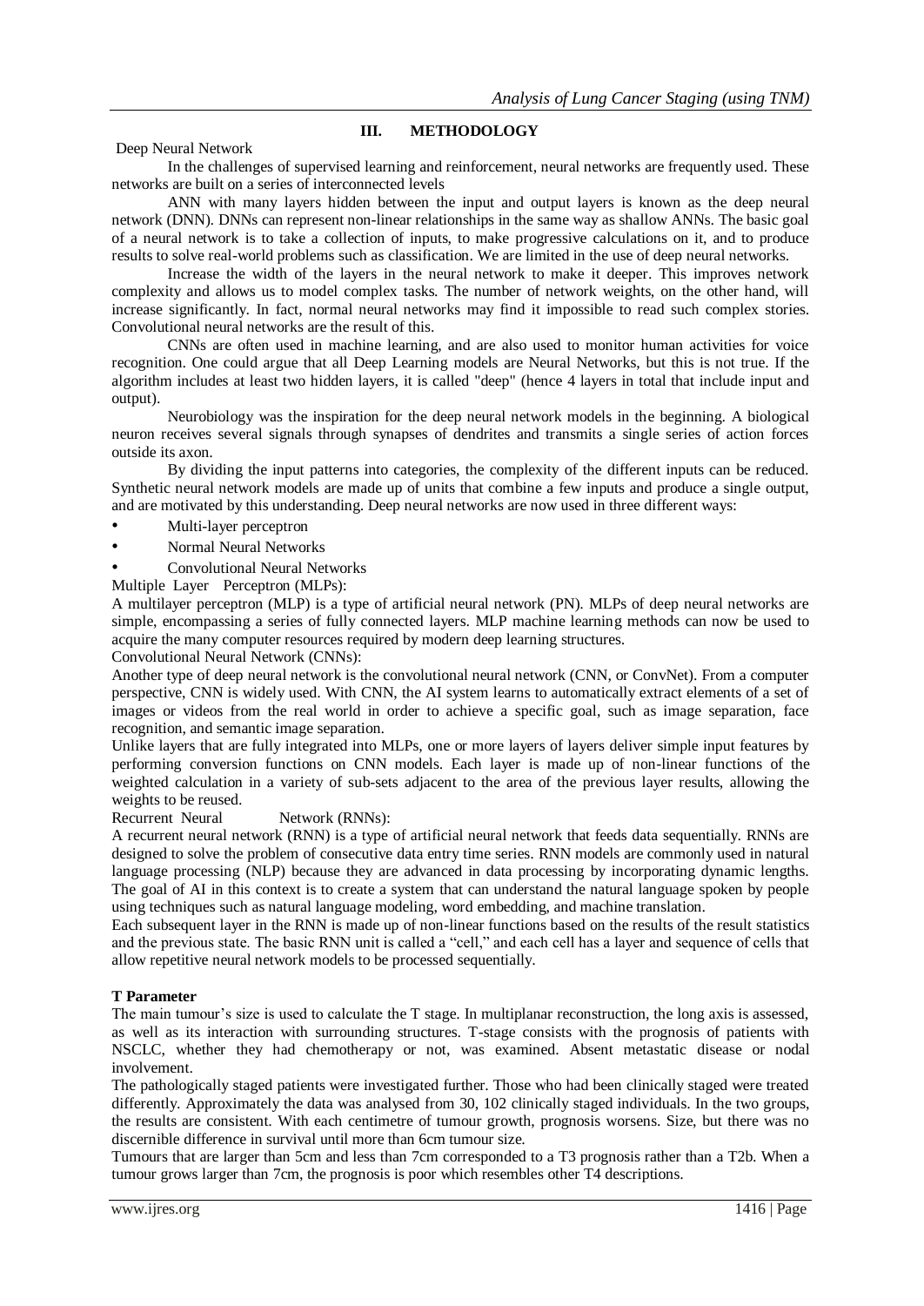## III. METHODOLOGY

Deep Neural Network

In the challenges of supervised learning and reinforcement, neural networks are frequently used. These networks are built on a series of interconnected levels

ANN with many layers hidden between the input and output layers is known as the deep neural network (DNN). DNNs can represent non-linear relationships in the same way as shallow ANNs. The basic goal of a neural network is to take a collection of inputs, to make progressive calculations on it, and to produce results to solve real-world problems such as classification. We are limited in the use of deep neural networks.

Increase the width of the layers in the neural network to make it deeper. This improves network complexity and allows us to model complex tasks. The number of network weights, on the other hand, will increase significantly. In fact, normal neural networks may find it impossible to read such complex stories. Convolutional neural networks are the result of this.

CNNs are often used in machine learning, and are also used to monitor human activities for voice recognition. One could argue that all Deep Learning models are Neural Networks, but this is not true. If the algorithm includes at least two hidden layers, it is called "deep" (hence 4 layers in total that include input and output).

Neurobiology was the inspiration for the deep neural network models in the beginning. A biological neuron receives several signals through synapses of dendrites and transmits a single series of action forces outside its axon.

By dividing the input patterns into categories, the complexity of the different inputs can be reduced. Synthetic neural network models are made up of units that combine a few inputs and produce a single output, and are motivated by this understanding. Deep neural networks are now used in three different ways:

- Multi-layer perceptron
- Normal Neural Networks
- Convolutional Neural Networks

Multiple Layer Perceptron (MLPs):

A multilayer perceptron (MLP) is a type of artificial neural network (PN). MLPs of deep neural networks are simple, encompassing a series of fully connected layers. MLP machine learning methods can now be used to acquire the many computer resources required by modern deep learning structures.

Convolutional Neural Network (CNNs):

Another type of deep neural network is the convolutional neural network (CNN, or ConvNet). From a computer perspective, CNN is widely used. With CNN, the AI system learns to automatically extract elements of a set of images or videos from the real world in order to achieve a specific goal, such as image separation, face recognition, and semantic image separation.

Unlike layers that are fully integrated into MLPs, one or more layers of layers deliver simple input features by performing conversion functions on CNN models. Each layer is made up of non-linear functions of the weighted calculation in a variety of sub-sets adjacent to the area of the previous layer results, allowing the weights to be reused.

Recurrent Neural Network (RNNs):

A recurrent neural network (RNN) is a type of artificial neural network that feeds data sequentially. RNNs are designed to solve the problem of consecutive data entry time series. RNN models are commonly used in natural language processing (NLP) because they are advanced in data processing by incorporating dynamic lengths. The goal of AI in this context is to create a system that can understand the natural language spoken by people using techniques such as natural language modeling, word embedding, and machine translation.

Each subsequent layer in the RNN is made up of non-linear functions based on the results of the result statistics and the previous state. The basic RNN unit is called a "cell," and each cell has a layer and sequence of cells that allow repetitive neural network models to be processed sequentially.

**T Parameter**

The main tumour's size is used to calculate the T stage. In multiplanar reconstruction, the long axis is assessed, as well as its interaction with surrounding structures. T-stage consists with the prognosis of patients with NSCLC, whether they had chemotherapy or not, was examined. Absent metastatic disease or nodal involvement.

The pathologically staged patients were investigated further. Those who had been clinically staged were treated differently. Approximately the data was analysed from 30, 102 clinically staged individuals. In the two groups, the results are consistent. With each centimetre of tumour growth, prognosis worsens. Size, but there was no discernible difference in survival until more than 6cm tumour size.

Tumours that are larger than 5cm and less than 7cm corresponded to a T3 prognosis rather than a T2b. When a tumour grows larger than 7cm, the prognosis is poor which resembles other T4 descriptions.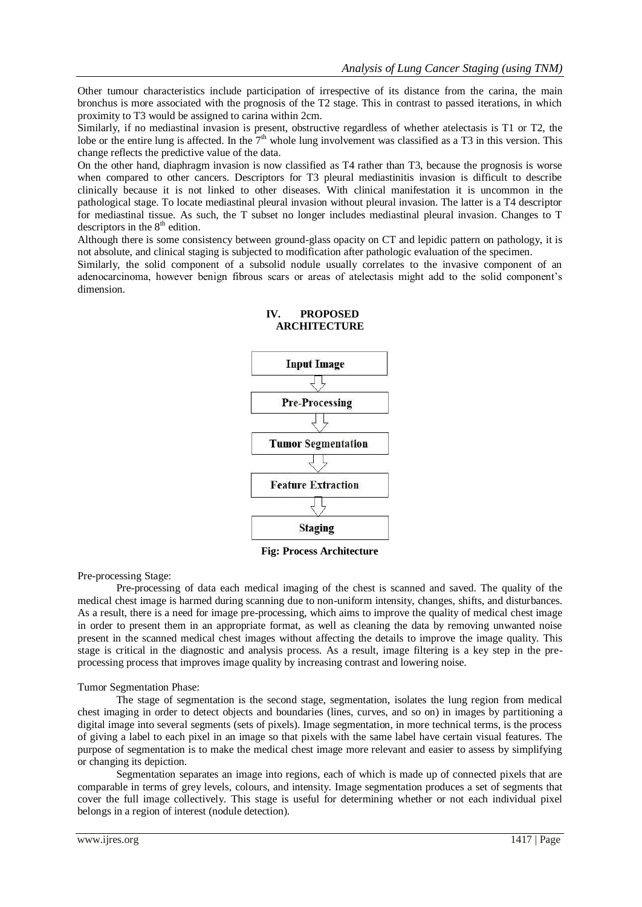Other tumour characteristics include participation of irrespective of its distance from the carina, the main bronchus is more associated with the prognosis of the T2 stage. This in contrast to passed iterations, in which proximity to T3 would be assigned to carina within 2cm.

Similarly, if no mediastinal invasion is present, obstructive regardless of whether atelectasis is T1 or T2, the lobe or the entire lung is affected. In the 7th whole lung involvement was classified as a T3 in this version. This change reflects the predictive value of the data.

On the other hand, diaphragm invasion is now classified as T4 rather than T3, because the prognosis is worse when compared to other cancers. Descriptors for T3 pleural mediastinitis invasion is difficult to describe clinically because it is not linked to other diseases. With clinical manifestation it is uncommon in the pathological stage. To locate mediastinal pleural invasion without pleural invasion. The latter is a T4 descriptor for mediastinal tissue. As such, the T subset no longer includes mediastinal pleural invasion. Changes to T descriptors in the 8th edition.

Although there is some consistency between ground-glass opacity on CT and lepidic pattern on pathology, it is not absolute, and clinical staging is subjected to modification after pathologic evaluation of the specimen.

Similarly, the solid component of a subsolid nodule usually correlates to the invasive component of an adenocarcinoma, however benign fibrous scars or areas of atelectasis might add to the solid component's dimension.

## IV. PROPOSED ARCHITECTURE

Input Image → Pre-Processing → Tumor Segmentation → Feature Extraction → Staging

**Fig: Process Architecture**

Pre-processing Stage:

Pre-processing of data each medical imaging of the chest is scanned and saved. The quality of the medical chest image is harmed during scanning due to non-uniform intensity, changes, shifts, and disturbances. As a result, there is a need for image pre-processing, which aims to improve the quality of medical chest image in order to present them in an appropriate format, as well as cleaning the data by removing unwanted noise present in the scanned medical chest images without affecting the details to improve the image quality. This stage is critical in the diagnostic and analysis process. As a result, image filtering is a key step in the pre-processing process that improves image quality by increasing contrast and lowering noise.

Tumor Segmentation Phase:

The stage of segmentation is the second stage, segmentation, isolates the lung region from medical chest imaging in order to detect objects and boundaries (lines, curves, and so on) in images by partitioning a digital image into several segments (sets of pixels). Image segmentation, in more technical terms, is the process of giving a label to each pixel in an image so that pixels with the same label have certain visual features. The purpose of segmentation is to make the medical chest image more relevant and easier to assess by simplifying or changing its depiction.

Segmentation separates an image into regions, each of which is made up of connected pixels that are comparable in terms of grey levels, colours, and intensity. Image segmentation produces a set of segments that cover the full image collectively. This stage is useful for determining whether or not each individual pixel belongs in a region of interest (nodule detection).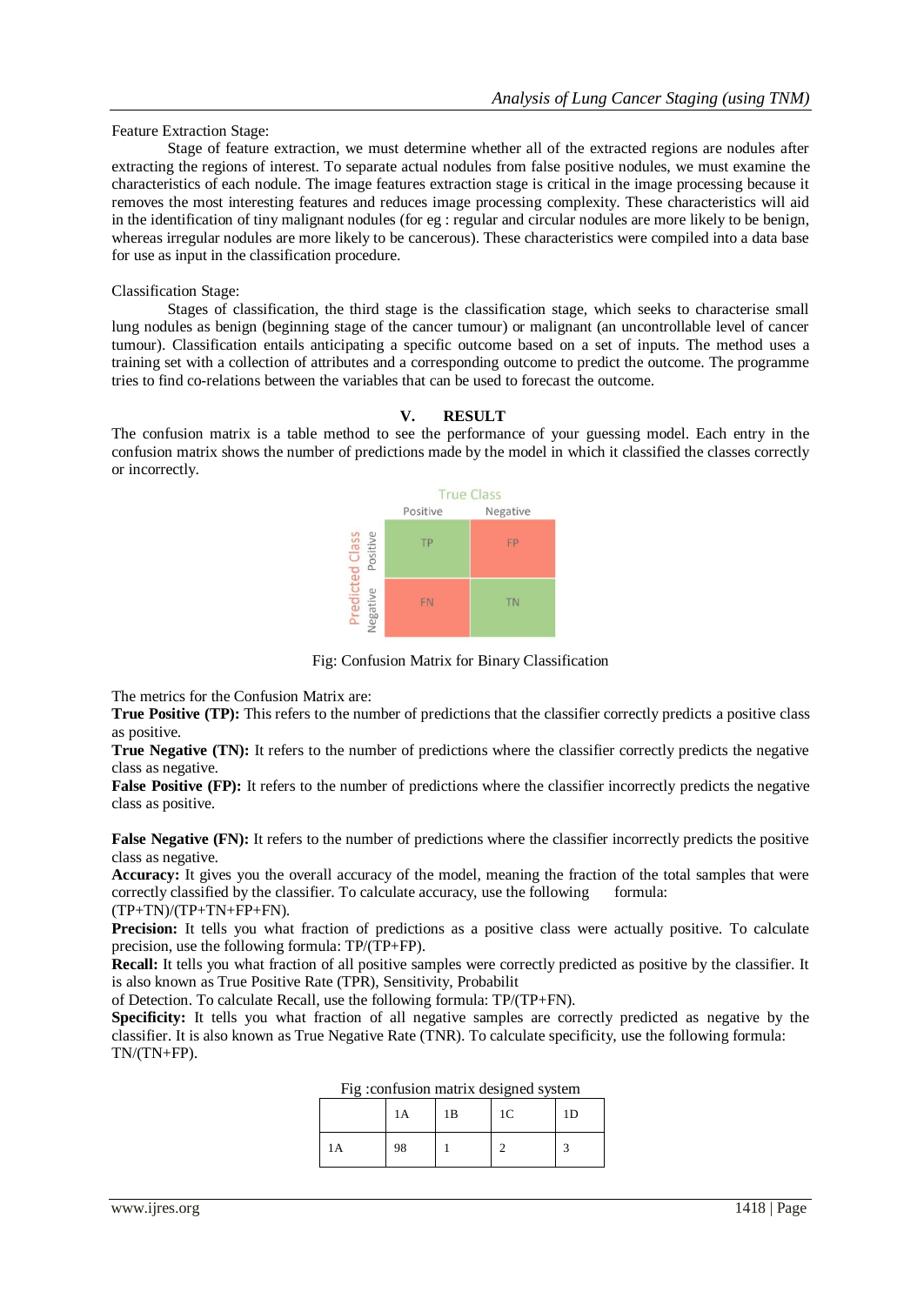Feature Extraction Stage:

Stage of feature extraction, we must determine whether all of the extracted regions are nodules after extracting the regions of interest. To separate actual nodules from false positive nodules, we must examine the characteristics of each nodule. The image features extraction stage is critical in the image processing because it removes the most interesting features and reduces image processing complexity. These characteristics will aid in the identification of tiny malignant nodules (for eg : regular and circular nodules are more likely to be benign, whereas irregular nodules are more likely to be cancerous). These characteristics were compiled into a data base for use as input in the classification procedure.

Classification Stage:

Stages of classification, the third stage is the classification stage, which seeks to characterise small lung nodules as benign (beginning stage of the cancer tumour) or malignant (an uncontrollable level of cancer tumour). Classification entails anticipating a specific outcome based on a set of inputs. The method uses a training set with a collection of attributes and a corresponding outcome to predict the outcome. The programme tries to find co-relations between the variables that can be used to forecast the outcome.

## V. RESULT

The confusion matrix is a table method to see the performance of your guessing model. Each entry in the confusion matrix shows the number of predictions made by the model in which it classified the classes correctly or incorrectly.

| | | True Class | |
|---|---|---|---|
| | | Positive | Negative |
| Predicted Class | Positive | TP | FP |
| | Negative | FN | TN |

Fig: Confusion Matrix for Binary Classification

The metrics for the Confusion Matrix are:

**True Positive (TP):** This refers to the number of predictions that the classifier correctly predicts a positive class as positive.

**True Negative (TN):** It refers to the number of predictions where the classifier correctly predicts the negative class as negative.

**False Positive (FP):** It refers to the number of predictions where the classifier incorrectly predicts the negative class as positive.

**False Negative (FN):** It refers to the number of predictions where the classifier incorrectly predicts the positive class as negative.

**Accuracy:** It gives you the overall accuracy of the model, meaning the fraction of the total samples that were correctly classified by the classifier. To calculate accuracy, use the following formula: (TP+TN)/(TP+TN+FP+FN).

**Precision:** It tells you what fraction of predictions as a positive class were actually positive. To calculate precision, use the following formula: TP/(TP+FP).

**Recall:** It tells you what fraction of all positive samples were correctly predicted as positive by the classifier. It is also known as True Positive Rate (TPR), Sensitivity, Probabilit of Detection. To calculate Recall, use the following formula: TP/(TP+FN).

**Specificity:** It tells you what fraction of all negative samples are correctly predicted as negative by the classifier. It is also known as True Negative Rate (TNR). To calculate specificity, use the following formula: TN/(TN+FP).

Fig :confusion matrix designed system

| | 1A | 1B | 1C | 1D |
|---|---|---|---|---|
| 1A | 98 | 1 | 2 | 3 |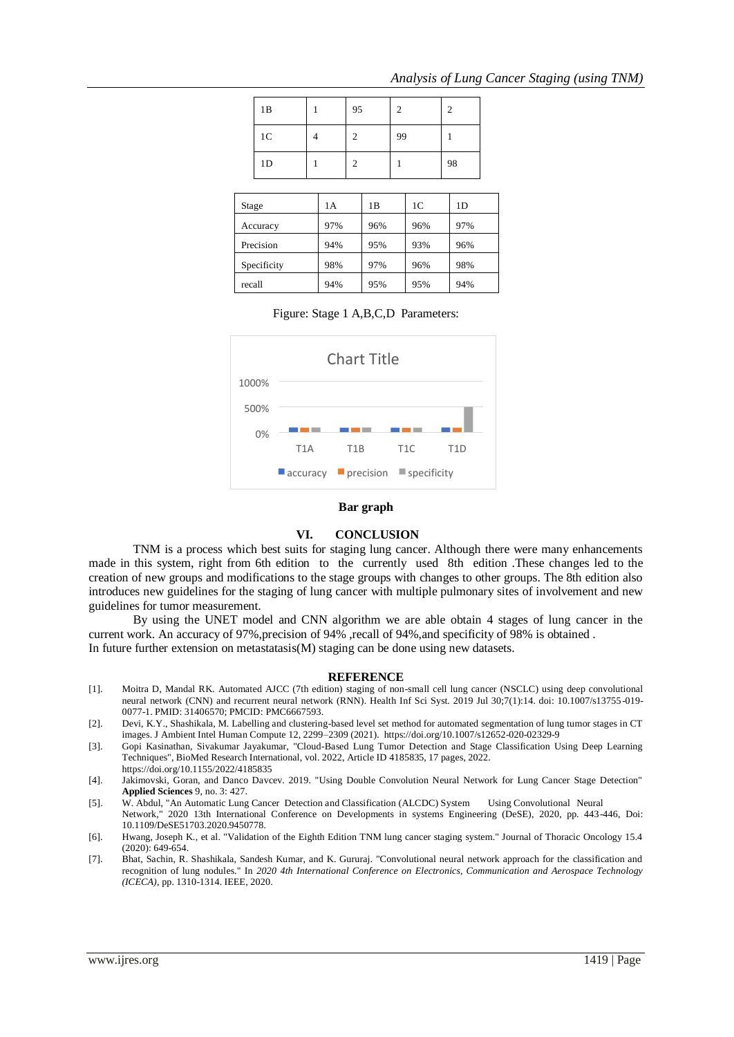| | | | | |
|---|---|---|---|---|
| 1B | 1 | 95 | 2 | 2 |
| 1C | 4 | 2 | 99 | 1 |
| 1D | 1 | 2 | 1 | 98 |

| Stage | 1A | 1B | 1C | 1D |
|---|---|---|---|---|
| Accuracy | 97% | 96% | 96% | 97% |
| Precision | 94% | 95% | 93% | 96% |
| Specificity | 98% | 97% | 96% | 98% |
| recall | 94% | 95% | 95% | 94% |

Figure: Stage 1 A,B,C,D Parameters:

Chart Title

1000%

500%

0%

T1A T1B T1C T1D

accuracy precision specificity

**Bar graph**

## VI. CONCLUSION

TNM is a process which best suits for staging lung cancer. Although there were many enhancements made in this system, right from 6th edition to the currently used 8th edition .These changes led to the creation of new groups and modifications to the stage groups with changes to other groups. The 8th edition also introduces new guidelines for the staging of lung cancer with multiple pulmonary sites of involvement and new guidelines for tumor measurement.

By using the UNET model and CNN algorithm we are able obtain 4 stages of lung cancer in the current work. An accuracy of 97%,precision of 94% ,recall of 94%,and specificity of 98% is obtained .
In future further extension on metastatasis(M) staging can be done using new datasets.

## REFERENCE

[1]. Moitra D, Mandal RK. Automated AJCC (7th edition) staging of non-small cell lung cancer (NSCLC) using deep convolutional neural network (CNN) and recurrent neural network (RNN). Health Inf Sci Syst. 2019 Jul 30;7(1):14. doi: 10.1007/s13755-019-0077-1. PMID: 31406570; PMCID: PMC6667593.

[2]. Devi, K.Y., Shashikala, M. Labelling and clustering-based level set method for automated segmentation of lung tumor stages in CT images. J Ambient Intel Human Compute 12, 2299–2309 (2021). https://doi.org/10.1007/s12652-020-02329-9

[3]. Gopi Kasinathan, Sivakumar Jayakumar, "Cloud-Based Lung Tumor Detection and Stage Classification Using Deep Learning Techniques", BioMed Research International, vol. 2022, Article ID 4185835, 17 pages, 2022. https://doi.org/10.1155/2022/4185835

[4]. Jakimovski, Goran, and Danco Davcev. 2019. "Using Double Convolution Neural Network for Lung Cancer Stage Detection" **Applied Sciences** 9, no. 3: 427.

[5]. W. Abdul, "An Automatic Lung Cancer Detection and Classification (ALCDC) System Using Convolutional Neural Network," 2020 13th International Conference on Developments in systems Engineering (DeSE), 2020, pp. 443-446, Doi: 10.1109/DeSE51703.2020.9450778.

[6]. Hwang, Joseph K., et al. "Validation of the Eighth Edition TNM lung cancer staging system." Journal of Thoracic Oncology 15.4 (2020): 649-654.

[7]. Bhat, Sachin, R. Shashikala, Sandesh Kumar, and K. Gururaj. "Convolutional neural network approach for the classification and recognition of lung nodules." In *2020 4th International Conference on Electronics, Communication and Aerospace Technology (ICECA)*, pp. 1310-1314. IEEE, 2020.